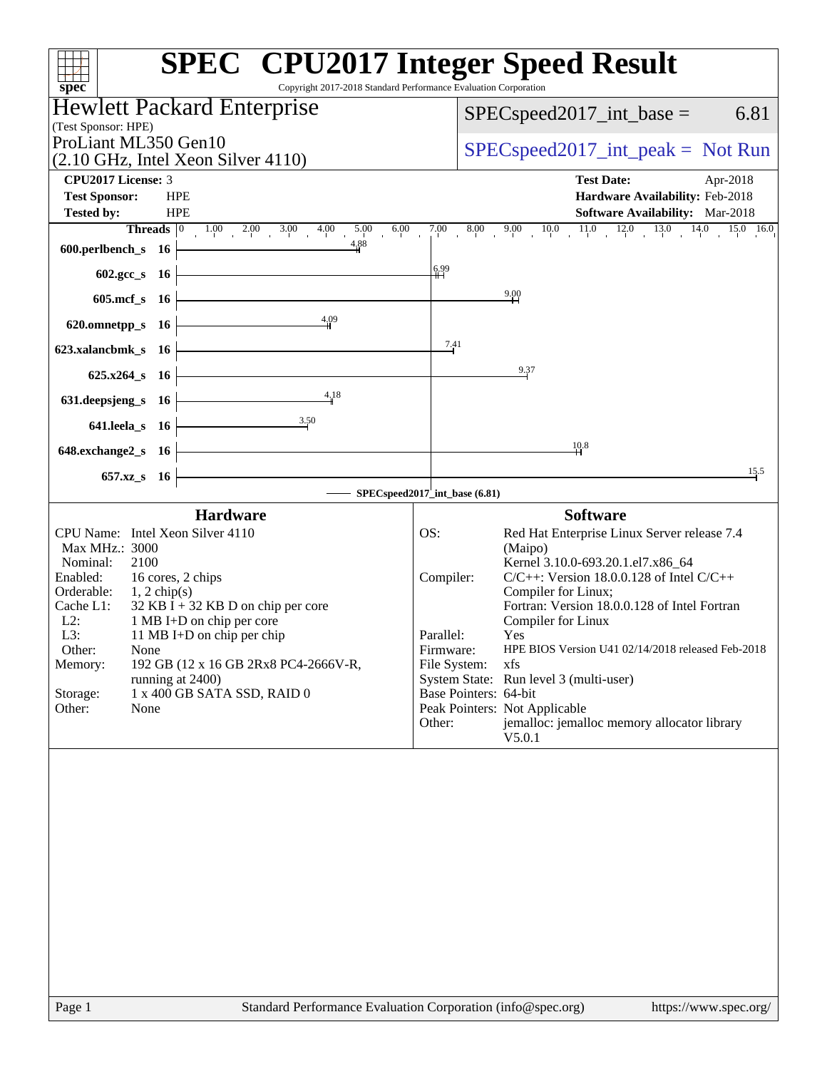# SPEC CPU2017 Integer Speed Result

Copyright 2017-2018 Standard Performance Evaluation Corporation

## Hewlett Packard Enterprise

(Test Sponsor: HPE)

ProLiant ML350 Gen10
(2.10 GHz, Intel Xeon Silver 4110)

SPECspeed2017_int_base = 6.81

SPECspeed2017_int_peak = Not Run

| | | | |
|---|---|---|---|
| **CPU2017 License:** | 3 | **Test Date:** | Apr-2018 |
| **Test Sponsor:** | HPE | **Hardware Availability:** | Feb-2018 |
| **Tested by:** | HPE | **Software Availability:** | Mar-2018 |

| Benchmark | Threads | Base Ratio |
|---|---|---|
| 600.perlbench_s | 16 | 4.88 |
| 602.gcc_s | 16 | 6.99 |
| 605.mcf_s | 16 | 9.00 |
| 620.omnetpp_s | 16 | 4.09 |
| 623.xalancbmk_s | 16 | 7.41 |
| 625.x264_s | 16 | 9.37 |
| 631.deepsjeng_s | 16 | 4.18 |
| 641.leela_s | 16 | 3.50 |
| 648.exchange2_s | 16 | 10.8 |
| 657.xz_s | 16 | 15.5 |

SPECspeed2017_int_base (6.81)

### Hardware

| | |
|---|---|
| CPU Name: | Intel Xeon Silver 4110 |
| Max MHz.: | 3000 |
| Nominal: | 2100 |
| Enabled: | 16 cores, 2 chips |
| Orderable: | 1, 2 chip(s) |
| Cache L1: | 32 KB I + 32 KB D on chip per core |
| L2: | 1 MB I+D on chip per core |
| L3: | 11 MB I+D on chip per chip |
| Other: | None |
| Memory: | 192 GB (12 x 16 GB 2Rx8 PC4-2666V-R, running at 2400) |
| Storage: | 1 x 400 GB SATA SSD, RAID 0 |
| Other: | None |

### Software

| | |
|---|---|
| OS: | Red Hat Enterprise Linux Server release 7.4 (Maipo) Kernel 3.10.0-693.20.1.el7.x86_64 |
| Compiler: | C/C++: Version 18.0.0.128 of Intel C/C++ Compiler for Linux; Fortran: Version 18.0.0.128 of Intel Fortran Compiler for Linux |
| Parallel: | Yes |
| Firmware: | HPE BIOS Version U41 02/14/2018 released Feb-2018 |
| File System: | xfs |
| System State: | Run level 3 (multi-user) |
| Base Pointers: | 64-bit |
| Peak Pointers: | Not Applicable |
| Other: | jemalloc: jemalloc memory allocator library V5.0.1 |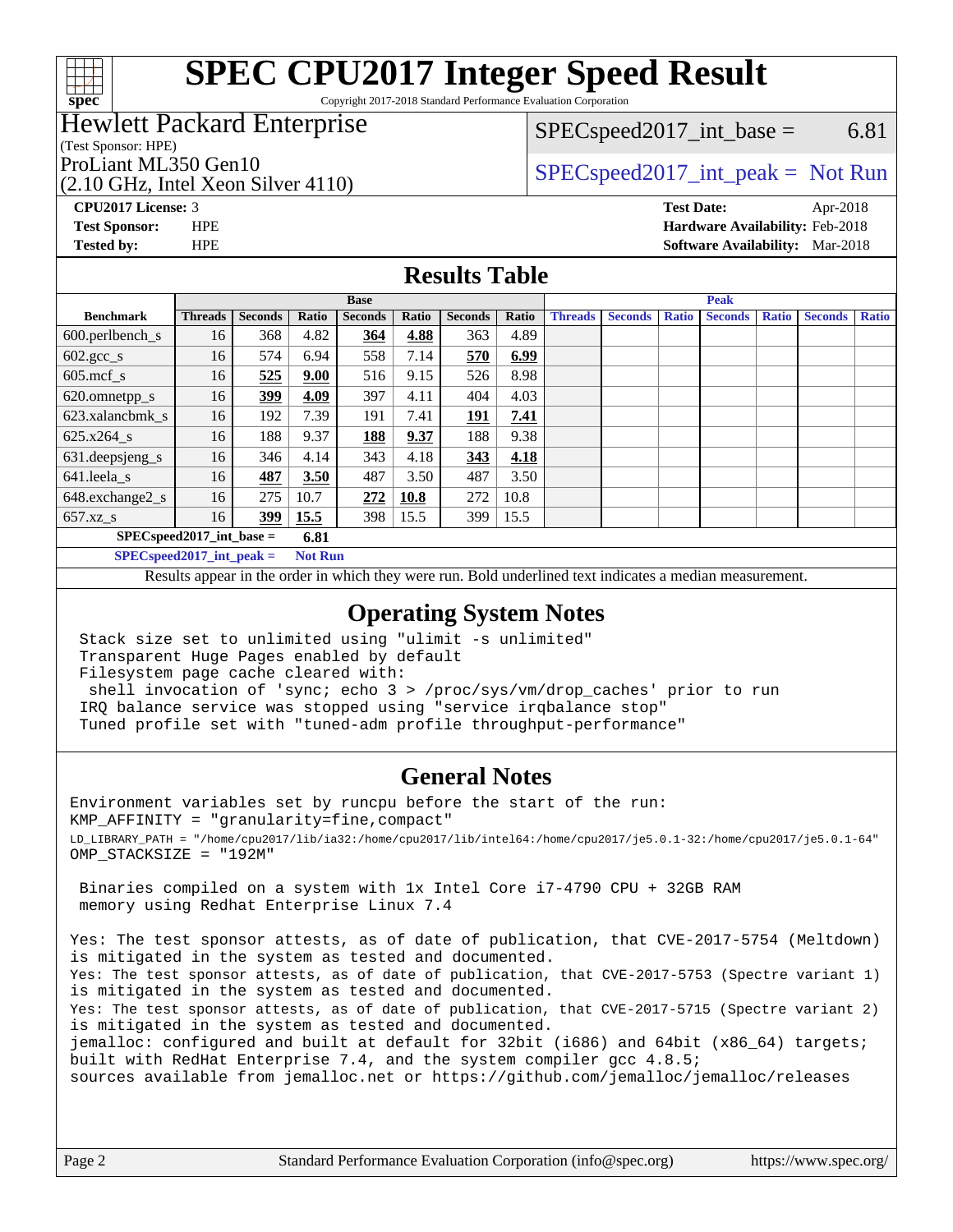# SPEC CPU2017 Integer Speed Result

Copyright 2017-2018 Standard Performance Evaluation Corporation

**Hewlett Packard Enterprise**
(Test Sponsor: HPE)

ProLiant ML350 Gen10
(2.10 GHz, Intel Xeon Silver 4110)

SPECspeed2017_int_base = 6.81

SPECspeed2017_int_peak = Not Run

**CPU2017 License:** 3
**Test Sponsor:** HPE
**Tested by:** HPE

**Test Date:** Apr-2018
**Hardware Availability:** Feb-2018
**Software Availability:** Mar-2018

## Results Table

| Benchmark | Base | | | | | | | Peak | | | | | | |
|---|---|---|---|---|---|---|---|---|---|---|---|---|---|---|
| | Threads | Seconds | Ratio | Seconds | Ratio | Seconds | Ratio | Threads | Seconds | Ratio | Seconds | Ratio | Seconds | Ratio |
| 600.perlbench_s | 16 | 368 | 4.82 | **364** | **4.88** | 363 | 4.89 | | | | | | | |
| 602.gcc_s | 16 | 574 | 6.94 | 558 | 7.14 | **570** | **6.99** | | | | | | | |
| 605.mcf_s | 16 | **525** | **9.00** | 516 | 9.15 | 526 | 8.98 | | | | | | | |
| 620.omnetpp_s | 16 | **399** | **4.09** | 397 | 4.11 | 404 | 4.03 | | | | | | | |
| 623.xalancbmk_s | 16 | 192 | 7.39 | 191 | 7.41 | **191** | **7.41** | | | | | | | |
| 625.x264_s | 16 | 188 | 9.37 | **188** | **9.37** | 188 | 9.38 | | | | | | | |
| 631.deepsjeng_s | 16 | 346 | 4.14 | 343 | 4.18 | **343** | **4.18** | | | | | | | |
| 641.leela_s | 16 | **487** | **3.50** | 487 | 3.50 | 487 | 3.50 | | | | | | | |
| 648.exchange2_s | 16 | 275 | 10.7 | **272** | **10.8** | 272 | 10.8 | | | | | | | |
| 657.xz_s | 16 | **399** | **15.5** | 398 | 15.5 | 399 | 15.5 | | | | | | | |

**SPECspeed2017_int_base = 6.81**

**SPECspeed2017_int_peak = Not Run**

Results appear in the order in which they were run. Bold underlined text indicates a median measurement.

## Operating System Notes

```
Stack size set to unlimited using "ulimit -s unlimited"
Transparent Huge Pages enabled by default
Filesystem page cache cleared with:
 shell invocation of 'sync; echo 3 > /proc/sys/vm/drop_caches' prior to run
IRQ balance service was stopped using "service irqbalance stop"
Tuned profile set with "tuned-adm profile throughput-performance"
```

## General Notes

```
Environment variables set by runcpu before the start of the run:
KMP_AFFINITY = "granularity=fine,compact"
LD_LIBRARY_PATH = "/home/cpu2017/lib/ia32:/home/cpu2017/lib/intel64:/home/cpu2017/je5.0.1-32:/home/cpu2017/je5.0.1-64"
OMP_STACKSIZE = "192M"

 Binaries compiled on a system with 1x Intel Core i7-4790 CPU + 32GB RAM
 memory using Redhat Enterprise Linux 7.4

Yes: The test sponsor attests, as of date of publication, that CVE-2017-5754 (Meltdown)
is mitigated in the system as tested and documented.
Yes: The test sponsor attests, as of date of publication, that CVE-2017-5753 (Spectre variant 1)
is mitigated in the system as tested and documented.
Yes: The test sponsor attests, as of date of publication, that CVE-2017-5715 (Spectre variant 2)
is mitigated in the system as tested and documented.
jemalloc: configured and built at default for 32bit (i686) and 64bit (x86_64) targets;
built with RedHat Enterprise 7.4, and the system compiler gcc 4.8.5;
sources available from jemalloc.net or https://github.com/jemalloc/jemalloc/releases
```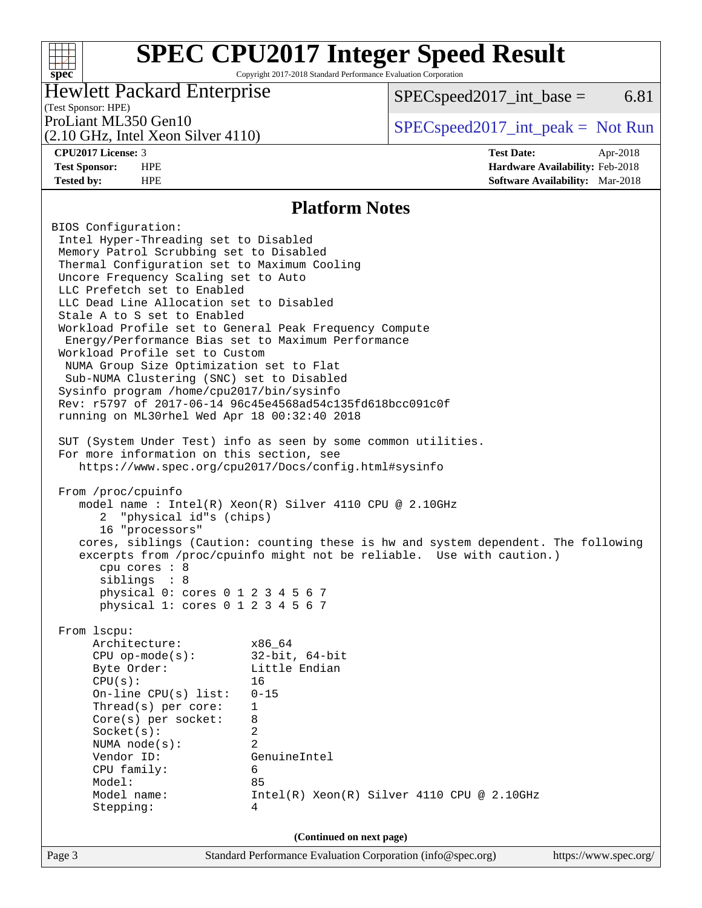# SPEC CPU2017 Integer Speed Result

Copyright 2017-2018 Standard Performance Evaluation Corporation

**Hewlett Packard Enterprise**
(Test Sponsor: HPE)
ProLiant ML350 Gen10
(2.10 GHz, Intel Xeon Silver 4110)

SPECspeed2017_int_base = 6.81

SPECspeed2017_int_peak = Not Run

| | | | |
|---|---|---|---|
| **CPU2017 License:** | 3 | **Test Date:** | Apr-2018 |
| **Test Sponsor:** | HPE | **Hardware Availability:** | Feb-2018 |
| **Tested by:** | HPE | **Software Availability:** | Mar-2018 |

## Platform Notes

```
BIOS Configuration:
 Intel Hyper-Threading set to Disabled
 Memory Patrol Scrubbing set to Disabled
 Thermal Configuration set to Maximum Cooling
 Uncore Frequency Scaling set to Auto
 LLC Prefetch set to Enabled
 LLC Dead Line Allocation set to Disabled
 Stale A to S set to Enabled
 Workload Profile set to General Peak Frequency Compute
  Energy/Performance Bias set to Maximum Performance
 Workload Profile set to Custom
  NUMA Group Size Optimization set to Flat
  Sub-NUMA Clustering (SNC) set to Disabled
 Sysinfo program /home/cpu2017/bin/sysinfo
 Rev: r5797 of 2017-06-14 96c45e4568ad54c135fd618bcc091c0f
 running on ML30rhel Wed Apr 18 00:32:40 2018

 SUT (System Under Test) info as seen by some common utilities.
 For more information on this section, see
    https://www.spec.org/cpu2017/Docs/config.html#sysinfo

 From /proc/cpuinfo
    model name : Intel(R) Xeon(R) Silver 4110 CPU @ 2.10GHz
       2  "physical id"s (chips)
       16 "processors"
    cores, siblings (Caution: counting these is hw and system dependent. The following
    excerpts from /proc/cpuinfo might not be reliable.  Use with caution.)
       cpu cores : 8
       siblings  : 8
       physical 0: cores 0 1 2 3 4 5 6 7
       physical 1: cores 0 1 2 3 4 5 6 7

 From lscpu:
      Architecture:          x86_64
      CPU op-mode(s):        32-bit, 64-bit
      Byte Order:            Little Endian
      CPU(s):                16
      On-line CPU(s) list:   0-15
      Thread(s) per core:    1
      Core(s) per socket:    8
      Socket(s):             2
      NUMA node(s):          2
      Vendor ID:             GenuineIntel
      CPU family:            6
      Model:                 85
      Model name:            Intel(R) Xeon(R) Silver 4110 CPU @ 2.10GHz
      Stepping:              4
```

(Continued on next page)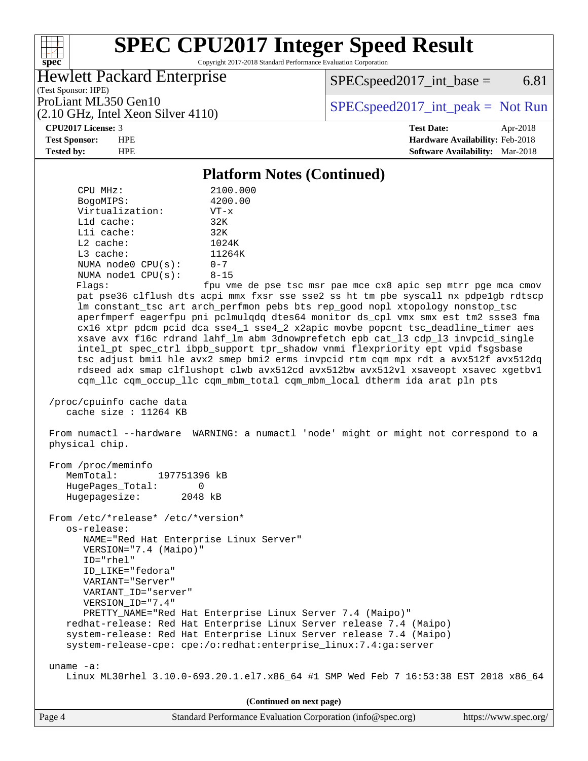# SPEC CPU2017 Integer Speed Result

Copyright 2017-2018 Standard Performance Evaluation Corporation

**Hewlett Packard Enterprise**
(Test Sponsor: HPE)
ProLiant ML350 Gen10
(2.10 GHz, Intel Xeon Silver 4110)

SPECspeed2017_int_base = 6.81

SPECspeed2017_int_peak = Not Run

**CPU2017 License:** 3
**Test Sponsor:** HPE
**Tested by:** HPE

**Test Date:** Apr-2018
**Hardware Availability:** Feb-2018
**Software Availability:** Mar-2018

## Platform Notes (Continued)

```
    CPU MHz:               2100.000
    BogoMIPS:              4200.00
    Virtualization:        VT-x
    L1d cache:             32K
    L1i cache:             32K
    L2 cache:              1024K
    L3 cache:              11264K
    NUMA node0 CPU(s):     0-7
    NUMA node1 CPU(s):     8-15
    Flags:                 fpu vme de pse tsc msr pae mce cx8 apic sep mtrr pge mca cmov
    pat pse36 clflush dts acpi mmx fxsr sse sse2 ss ht tm pbe syscall nx pdpe1gb rdtscp
    lm constant_tsc art arch_perfmon pebs bts rep_good nopl xtopology nonstop_tsc
    aperfmperf eagerfpu pni pclmulqdq dtes64 monitor ds_cpl vmx smx est tm2 ssse3 fma
    cx16 xtpr pdcm pcid dca sse4_1 sse4_2 x2apic movbe popcnt tsc_deadline_timer aes
    xsave avx f16c rdrand lahf_lm abm 3dnowprefetch epb cat_l3 cdp_l3 invpcid_single
    intel_pt spec_ctrl ibpb_support tpr_shadow vnmi flexpriority ept vpid fsgsbase
    tsc_adjust bmi1 hle avx2 smep bmi2 erms invpcid rtm cqm mpx rdt_a avx512f avx512dq
    rdseed adx smap clflushopt clwb avx512cd avx512bw avx512vl xsaveopt xsavec xgetbv1
    cqm_llc cqm_occup_llc cqm_mbm_total cqm_mbm_local dtherm ida arat pln pts

 /proc/cpuinfo cache data
    cache size : 11264 KB

 From numactl --hardware  WARNING: a numactl 'node' might or might not correspond to a
 physical chip.

 From /proc/meminfo
    MemTotal:       197751396 kB
    HugePages_Total:       0
    Hugepagesize:       2048 kB

 From /etc/*release* /etc/*version*
    os-release:
       NAME="Red Hat Enterprise Linux Server"
       VERSION="7.4 (Maipo)"
       ID="rhel"
       ID_LIKE="fedora"
       VARIANT="Server"
       VARIANT_ID="server"
       VERSION_ID="7.4"
       PRETTY_NAME="Red Hat Enterprise Linux Server 7.4 (Maipo)"
    redhat-release: Red Hat Enterprise Linux Server release 7.4 (Maipo)
    system-release: Red Hat Enterprise Linux Server release 7.4 (Maipo)
    system-release-cpe: cpe:/o:redhat:enterprise_linux:7.4:ga:server

 uname -a:
    Linux ML30rhel 3.10.0-693.20.1.el7.x86_64 #1 SMP Wed Feb 7 16:53:38 EST 2018 x86_64
```

(Continued on next page)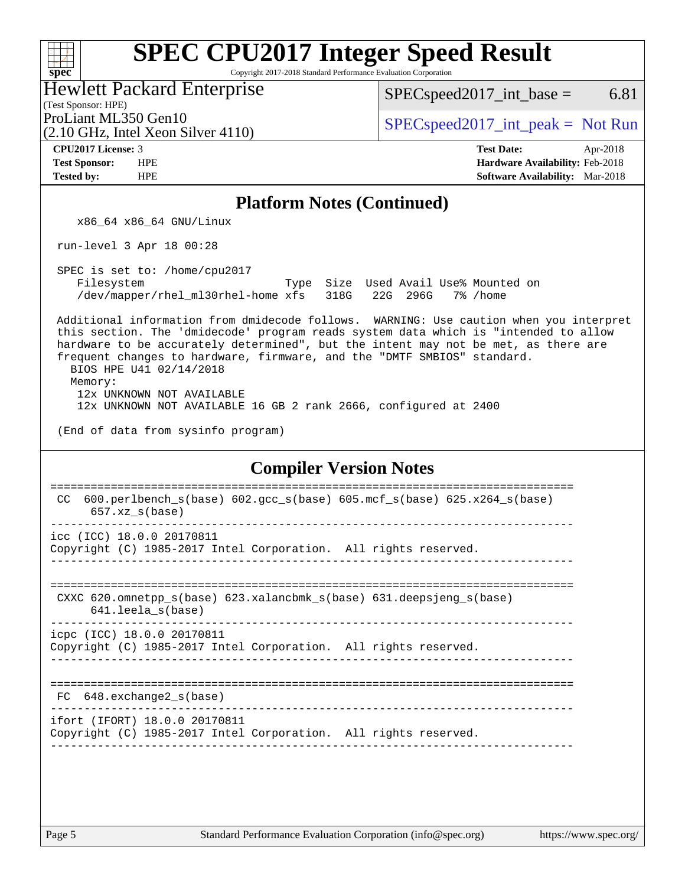# SPEC CPU2017 Integer Speed Result

Copyright 2017-2018 Standard Performance Evaluation Corporation

**Hewlett Packard Enterprise**
(Test Sponsor: HPE)
ProLiant ML350 Gen10
(2.10 GHz, Intel Xeon Silver 4110)

SPECspeed2017_int_base = 6.81

SPECspeed2017_int_peak = Not Run

| | | | |
|---|---|---|---|
| **CPU2017 License:** | 3 | **Test Date:** | Apr-2018 |
| **Test Sponsor:** | HPE | **Hardware Availability:** | Feb-2018 |
| **Tested by:** | HPE | **Software Availability:** | Mar-2018 |

## Platform Notes (Continued)

```
    x86_64 x86_64 GNU/Linux

 run-level 3 Apr 18 00:28

 SPEC is set to: /home/cpu2017
    Filesystem                       Type  Size  Used Avail Use% Mounted on
    /dev/mapper/rhel_ml30rhel-home xfs   318G   22G  296G   7% /home

 Additional information from dmidecode follows.  WARNING: Use caution when you interpret
 this section. The 'dmidecode' program reads system data which is "intended to allow
 hardware to be accurately determined", but the intent may not be met, as there are
 frequent changes to hardware, firmware, and the "DMTF SMBIOS" standard.
   BIOS HPE U41 02/14/2018
   Memory:
    12x UNKNOWN NOT AVAILABLE
    12x UNKNOWN NOT AVAILABLE 16 GB 2 rank 2666, configured at 2400

 (End of data from sysinfo program)
```

## Compiler Version Notes

```
==============================================================================
 CC  600.perlbench_s(base) 602.gcc_s(base) 605.mcf_s(base) 625.x264_s(base)
      657.xz_s(base)
------------------------------------------------------------------------------
icc (ICC) 18.0.0 20170811
Copyright (C) 1985-2017 Intel Corporation.  All rights reserved.
------------------------------------------------------------------------------

==============================================================================
 CXXC 620.omnetpp_s(base) 623.xalancbmk_s(base) 631.deepsjeng_s(base)
      641.leela_s(base)
------------------------------------------------------------------------------
icpc (ICC) 18.0.0 20170811
Copyright (C) 1985-2017 Intel Corporation.  All rights reserved.
------------------------------------------------------------------------------

==============================================================================
 FC  648.exchange2_s(base)
------------------------------------------------------------------------------
ifort (IFORT) 18.0.0 20170811
Copyright (C) 1985-2017 Intel Corporation.  All rights reserved.
------------------------------------------------------------------------------
```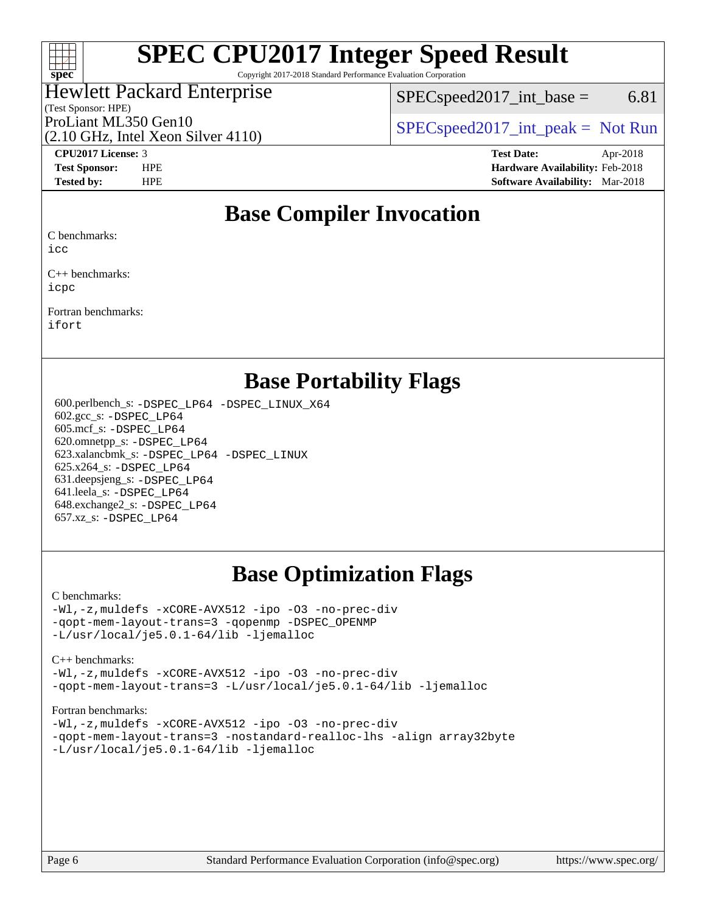# SPEC CPU2017 Integer Speed Result

Copyright 2017-2018 Standard Performance Evaluation Corporation

**Hewlett Packard Enterprise**
(Test Sponsor: HPE)
ProLiant ML350 Gen10
(2.10 GHz, Intel Xeon Silver 4110)

SPECspeed2017_int_base = 6.81

SPECspeed2017_int_peak = Not Run

**CPU2017 License:** 3
**Test Sponsor:** HPE
**Tested by:** HPE

**Test Date:** Apr-2018
**Hardware Availability:** Feb-2018
**Software Availability:** Mar-2018

## Base Compiler Invocation

C benchmarks:
`icc`

C++ benchmarks:
`icpc`

Fortran benchmarks:
`ifort`

## Base Portability Flags

600.perlbench_s: `-DSPEC_LP64 -DSPEC_LINUX_X64`
602.gcc_s: `-DSPEC_LP64`
605.mcf_s: `-DSPEC_LP64`
620.omnetpp_s: `-DSPEC_LP64`
623.xalancbmk_s: `-DSPEC_LP64 -DSPEC_LINUX`
625.x264_s: `-DSPEC_LP64`
631.deepsjeng_s: `-DSPEC_LP64`
641.leela_s: `-DSPEC_LP64`
648.exchange2_s: `-DSPEC_LP64`
657.xz_s: `-DSPEC_LP64`

## Base Optimization Flags

C benchmarks:
```
-Wl,-z,muldefs -xCORE-AVX512 -ipo -O3 -no-prec-div
-qopt-mem-layout-trans=3 -qopenmp -DSPEC_OPENMP
-L/usr/local/je5.0.1-64/lib -ljemalloc
```

C++ benchmarks:
```
-Wl,-z,muldefs -xCORE-AVX512 -ipo -O3 -no-prec-div
-qopt-mem-layout-trans=3 -L/usr/local/je5.0.1-64/lib -ljemalloc
```

Fortran benchmarks:
```
-Wl,-z,muldefs -xCORE-AVX512 -ipo -O3 -no-prec-div
-qopt-mem-layout-trans=3 -nostandard-realloc-lhs -align array32byte
-L/usr/local/je5.0.1-64/lib -ljemalloc
```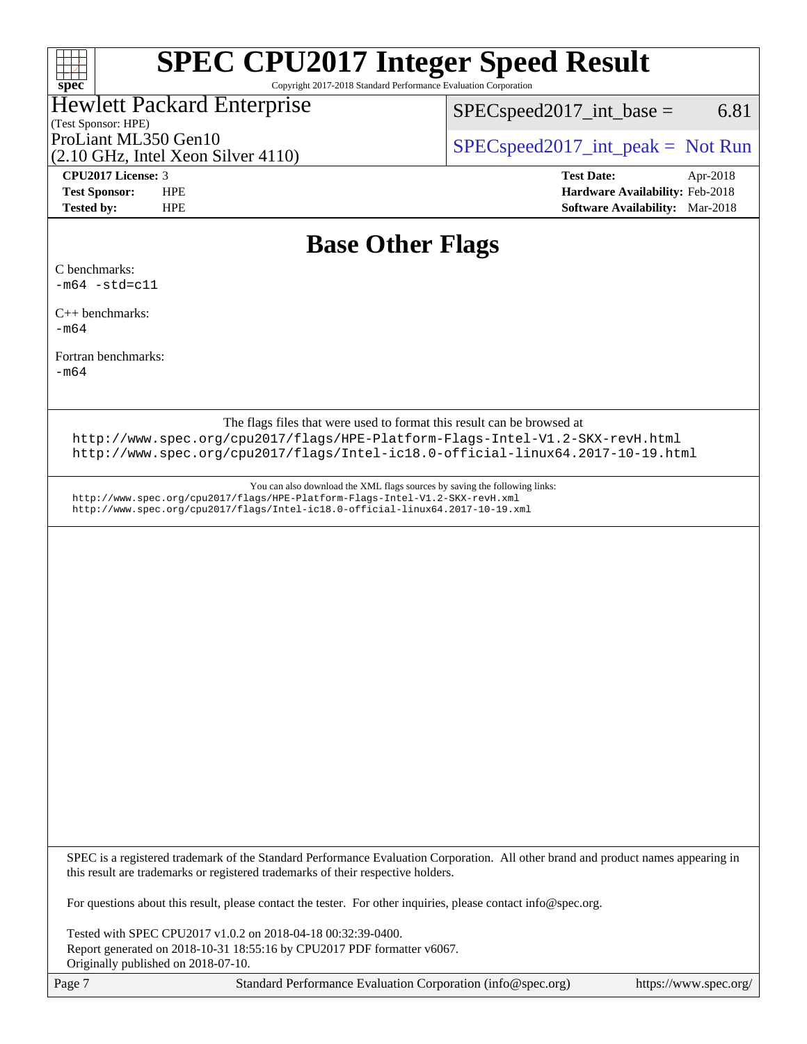# Base Other Flags

C benchmarks:
-m64 -std=c11

C++ benchmarks:
-m64

Fortran benchmarks:
-m64

The flags files that were used to format this result can be browsed at
http://www.spec.org/cpu2017/flags/HPE-Platform-Flags-Intel-V1.2-SKX-revH.html
http://www.spec.org/cpu2017/flags/Intel-ic18.0-official-linux64.2017-10-19.html

You can also download the XML flags sources by saving the following links:
http://www.spec.org/cpu2017/flags/HPE-Platform-Flags-Intel-V1.2-SKX-revH.xml
http://www.spec.org/cpu2017/flags/Intel-ic18.0-official-linux64.2017-10-19.xml

SPEC is a registered trademark of the Standard Performance Evaluation Corporation. All other brand and product names appearing in this result are trademarks or registered trademarks of their respective holders.

For questions about this result, please contact the tester. For other inquiries, please contact info@spec.org.

Tested with SPEC CPU2017 v1.0.2 on 2018-04-18 00:32:39-0400.
Report generated on 2018-10-31 18:55:16 by CPU2017 PDF formatter v6067.
Originally published on 2018-07-10.